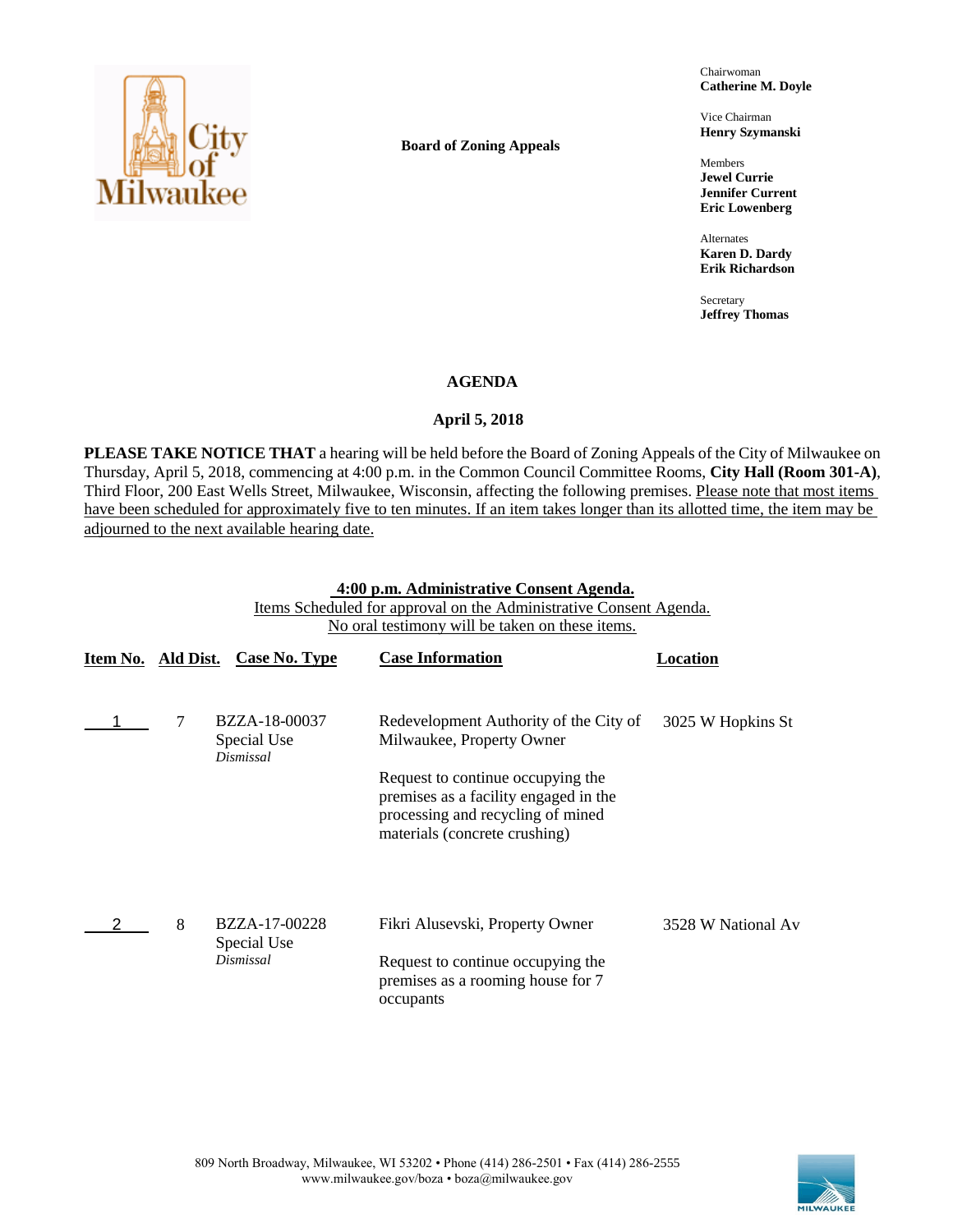Board of Zoning Appeals

Chairwoman
**Catherine M. Doyle**

Vice Chairman
**Henry Szymanski**

Members
**Jewel Currie**
**Jennifer Current**
**Eric Lowenberg**

Alternates
**Karen D. Dardy**
**Erik Richardson**

Secretary
**Jeffrey Thomas**

# AGENDA

## April 5, 2018

**PLEASE TAKE NOTICE THAT** a hearing will be held before the Board of Zoning Appeals of the City of Milwaukee on Thursday, April 5, 2018, commencing at 4:00 p.m. in the Common Council Committee Rooms, **City Hall (Room 301-A)**, Third Floor, 200 East Wells Street, Milwaukee, Wisconsin, affecting the following premises. Please note that most items have been scheduled for approximately five to ten minutes. If an item takes longer than its allotted time, the item may be adjourned to the next available hearing date.

**4:00 p.m. Administrative Consent Agenda.**
Items Scheduled for approval on the Administrative Consent Agenda.
No oral testimony will be taken on these items.

| Item No. | Ald Dist. | Case No. Type | Case Information | Location |
|---|---|---|---|---|
| 1 | 7 | BZZA-18-00037<br>Special Use<br>*Dismissal* | Redevelopment Authority of the City of Milwaukee, Property Owner<br><br>Request to continue occupying the premises as a facility engaged in the processing and recycling of mined materials (concrete crushing) | 3025 W Hopkins St |
| 2 | 8 | BZZA-17-00228<br>Special Use<br>*Dismissal* | Fikri Alusevski, Property Owner<br><br>Request to continue occupying the premises as a rooming house for 7 occupants | 3528 W National Av |

809 North Broadway, Milwaukee, WI 53202 • Phone (414) 286-2501 • Fax (414) 286-2555
www.milwaukee.gov/boza • boza@milwaukee.gov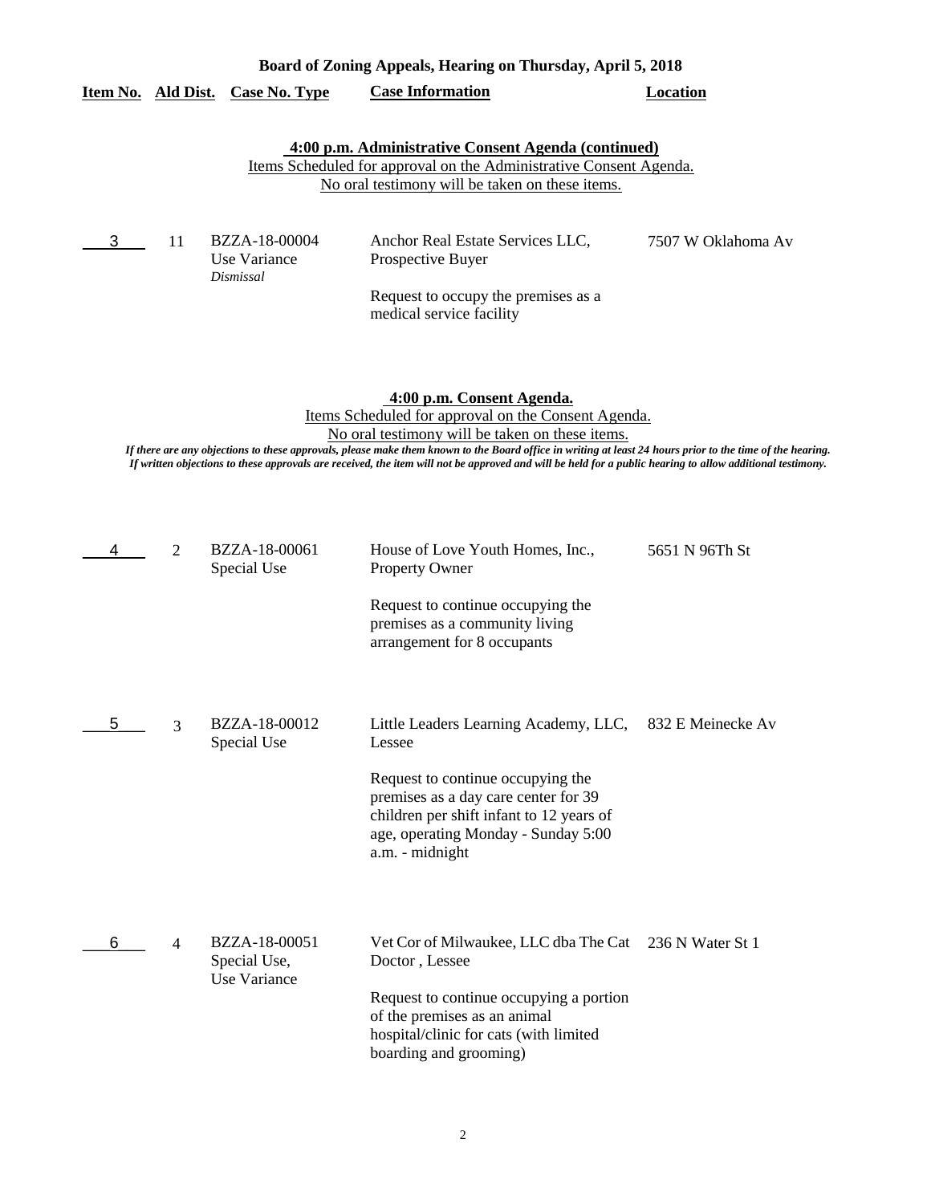**Board of Zoning Appeals, Hearing on Thursday, April 5, 2018**

| Item No. | Ald Dist. | Case No. Type | Case Information | Location |
|---|---|---|---|---|

**4:00 p.m. Administrative Consent Agenda (continued)**

Items Scheduled for approval on the Administrative Consent Agenda.
No oral testimony will be taken on these items.

| Item No. | Ald Dist. | Case No. Type | Case Information | Location |
|---|---|---|---|---|
| 3 | 11 | BZZA-18-00004 Use Variance *Dismissal* | Anchor Real Estate Services LLC, Prospective Buyer<br><br>Request to occupy the premises as a medical service facility | 7507 W Oklahoma Av |

**4:00 p.m. Consent Agenda.**

Items Scheduled for approval on the Consent Agenda.
No oral testimony will be taken on these items.

***If there are any objections to these approvals, please make them known to the Board office in writing at least 24 hours prior to the time of the hearing. If written objections to these approvals are received, the item will not be approved and will be held for a public hearing to allow additional testimony.***

| Item No. | Ald Dist. | Case No. Type | Case Information | Location |
|---|---|---|---|---|
| 4 | 2 | BZZA-18-00061 Special Use | House of Love Youth Homes, Inc., Property Owner<br><br>Request to continue occupying the premises as a community living arrangement for 8 occupants | 5651 N 96Th St |
| 5 | 3 | BZZA-18-00012 Special Use | Little Leaders Learning Academy, LLC, Lessee<br><br>Request to continue occupying the premises as a day care center for 39 children per shift infant to 12 years of age, operating Monday - Sunday 5:00 a.m. - midnight | 832 E Meinecke Av |
| 6 | 4 | BZZA-18-00051 Special Use, Use Variance | Vet Cor of Milwaukee, LLC dba The Cat Doctor , Lessee<br><br>Request to continue occupying a portion of the premises as an animal hospital/clinic for cats (with limited boarding and grooming) | 236 N Water St 1 |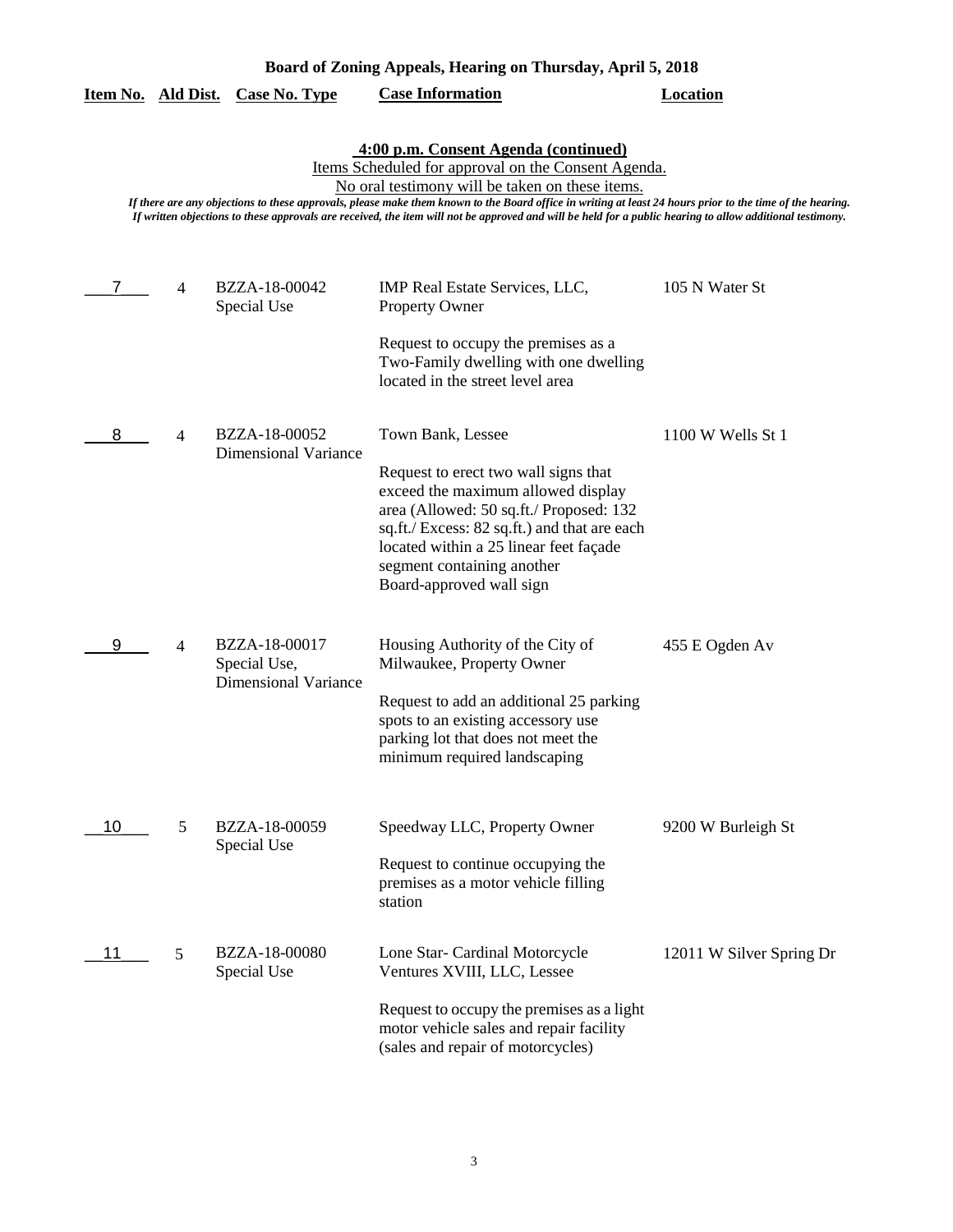**Board of Zoning Appeals, Hearing on Thursday, April 5, 2018**

**4:00 p.m. Consent Agenda (continued)**

Items Scheduled for approval on the Consent Agenda.

No oral testimony will be taken on these items.

*If there are any objections to these approvals, please make them known to the Board office in writing at least 24 hours prior to the time of the hearing. If written objections to these approvals are received, the item will not be approved and will be held for a public hearing to allow additional testimony.*

| Item No. | Ald Dist. | Case No. Type | Case Information | Location |
|---|---|---|---|---|
| 7 | 4 | BZZA-18-00042 Special Use | IMP Real Estate Services, LLC, Property Owner<br><br>Request to occupy the premises as a Two-Family dwelling with one dwelling located in the street level area | 105 N Water St |
| 8 | 4 | BZZA-18-00052 Dimensional Variance | Town Bank, Lessee<br><br>Request to erect two wall signs that exceed the maximum allowed display area (Allowed: 50 sq.ft./ Proposed: 132 sq.ft./ Excess: 82 sq.ft.) and that are each located within a 25 linear feet façade segment containing another Board-approved wall sign | 1100 W Wells St 1 |
| 9 | 4 | BZZA-18-00017 Special Use, Dimensional Variance | Housing Authority of the City of Milwaukee, Property Owner<br><br>Request to add an additional 25 parking spots to an existing accessory use parking lot that does not meet the minimum required landscaping | 455 E Ogden Av |
| 10 | 5 | BZZA-18-00059 Special Use | Speedway LLC, Property Owner<br><br>Request to continue occupying the premises as a motor vehicle filling station | 9200 W Burleigh St |
| 11 | 5 | BZZA-18-00080 Special Use | Lone Star- Cardinal Motorcycle Ventures XVIII, LLC, Lessee<br><br>Request to occupy the premises as a light motor vehicle sales and repair facility (sales and repair of motorcycles) | 12011 W Silver Spring Dr |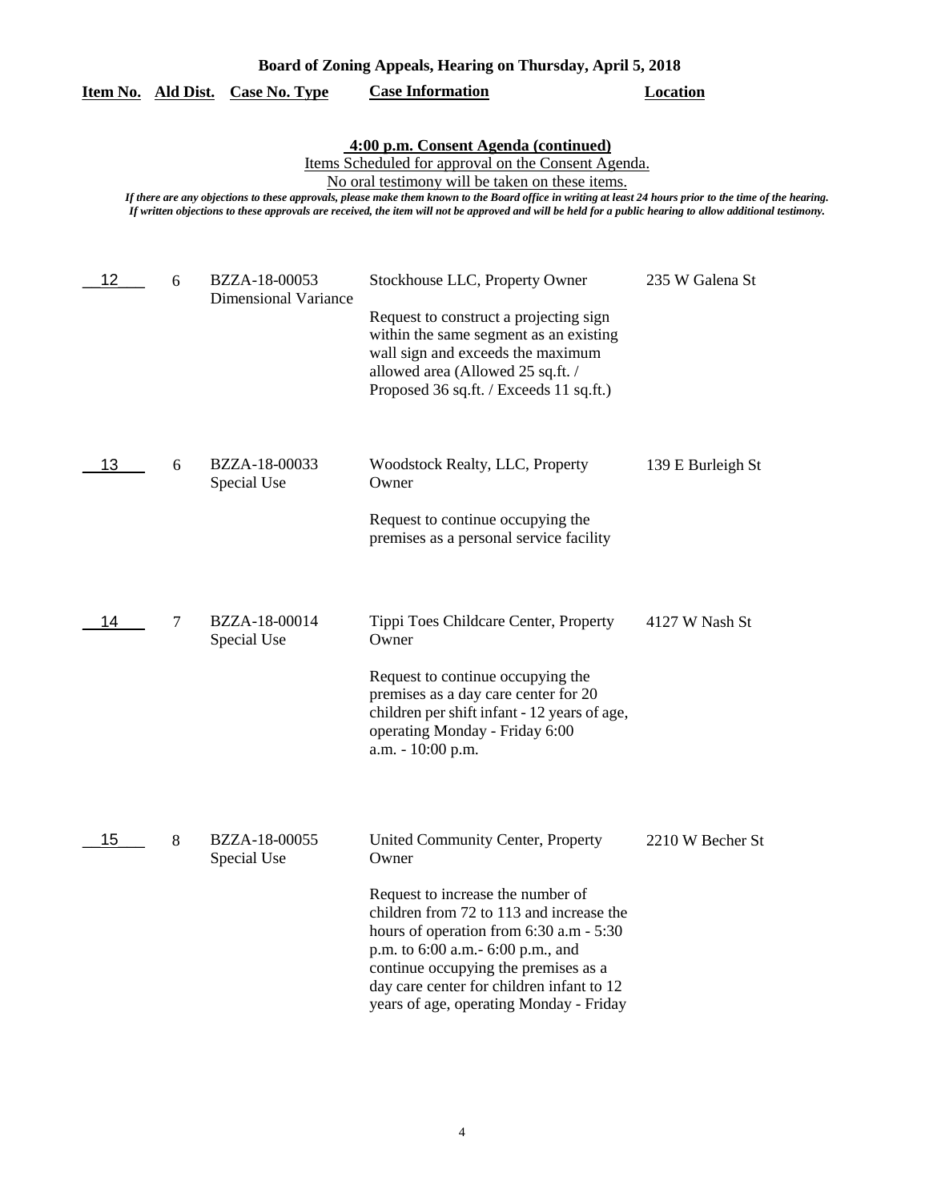**Board of Zoning Appeals, Hearing on Thursday, April 5, 2018**

| Item No. | Ald Dist. | Case No. Type | Case Information | Location |
|---|---|---|---|---|

**4:00 p.m. Consent Agenda (continued)**

Items Scheduled for approval on the Consent Agenda.

No oral testimony will be taken on these items.

*If there are any objections to these approvals, please make them known to the Board office in writing at least 24 hours prior to the time of the hearing. If written objections to these approvals are received, the item will not be approved and will be held for a public hearing to allow additional testimony.*

| Item No. | Ald Dist. | Case No. Type | Case Information | Location |
|---|---|---|---|---|
| 12 | 6 | BZZA-18-00053 Dimensional Variance | Stockhouse LLC, Property Owner<br><br>Request to construct a projecting sign within the same segment as an existing wall sign and exceeds the maximum allowed area (Allowed 25 sq.ft. / Proposed 36 sq.ft. / Exceeds 11 sq.ft.) | 235 W Galena St |
| 13 | 6 | BZZA-18-00033 Special Use | Woodstock Realty, LLC, Property Owner<br><br>Request to continue occupying the premises as a personal service facility | 139 E Burleigh St |
| 14 | 7 | BZZA-18-00014 Special Use | Tippi Toes Childcare Center, Property Owner<br><br>Request to continue occupying the premises as a day care center for 20 children per shift infant - 12 years of age, operating Monday - Friday 6:00 a.m. - 10:00 p.m. | 4127 W Nash St |
| 15 | 8 | BZZA-18-00055 Special Use | United Community Center, Property Owner<br><br>Request to increase the number of children from 72 to 113 and increase the hours of operation from 6:30 a.m - 5:30 p.m. to 6:00 a.m.- 6:00 p.m., and continue occupying the premises as a day care center for children infant to 12 years of age, operating Monday - Friday | 2210 W Becher St |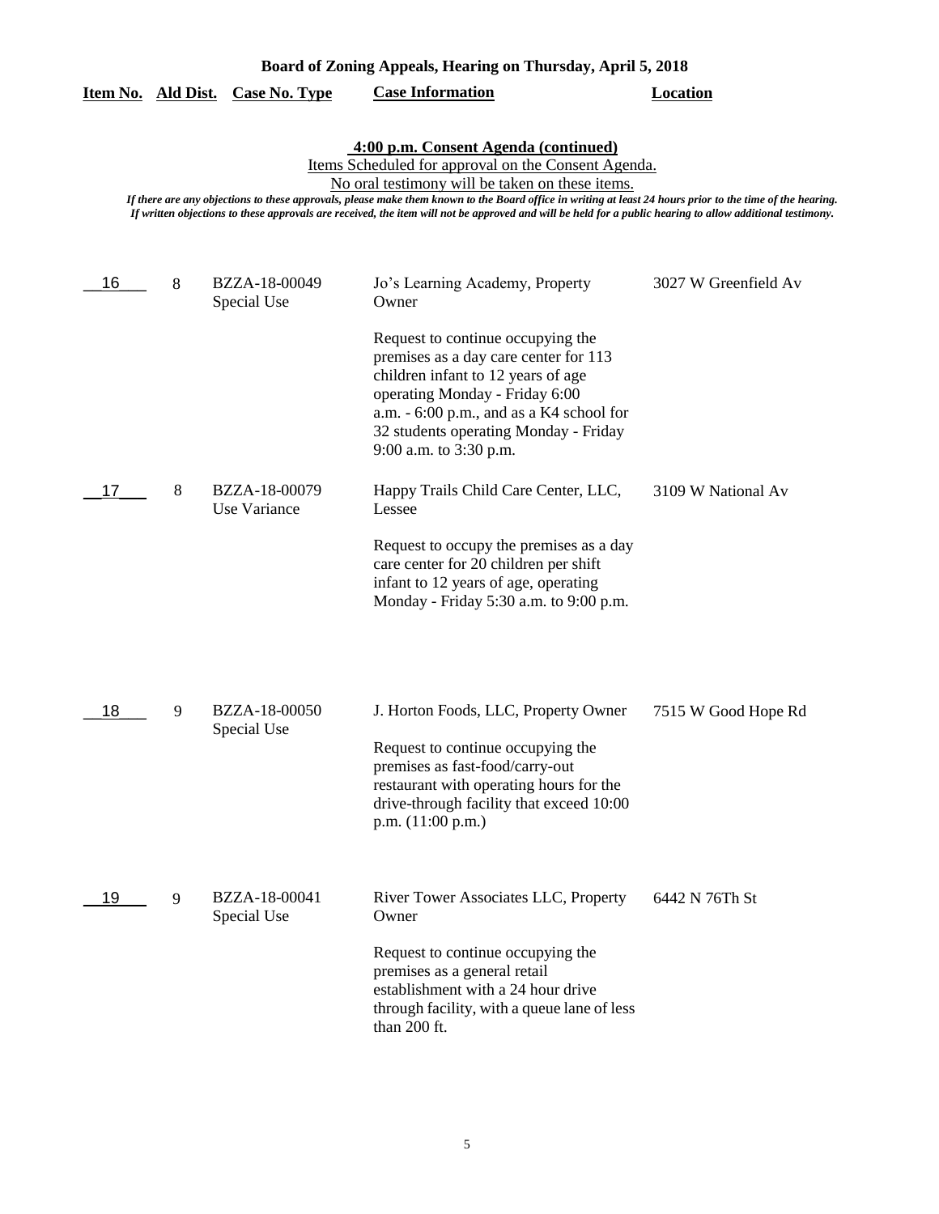**Board of Zoning Appeals, Hearing on Thursday, April 5, 2018**

| Item No. | Ald Dist. | Case No. Type | Case Information | Location |
|---|---|---|---|---|

**4:00 p.m. Consent Agenda (continued)**

Items Scheduled for approval on the Consent Agenda.

No oral testimony will be taken on these items.

*If there are any objections to these approvals, please make them known to the Board office in writing at least 24 hours prior to the time of the hearing. If written objections to these approvals are received, the item will not be approved and will be held for a public hearing to allow additional testimony.*

| Item No. | Ald Dist. | Case No. Type | Case Information | Location |
|---|---|---|---|---|
| 16 | 8 | BZZA-18-00049 Special Use | Jo's Learning Academy, Property Owner<br><br>Request to continue occupying the premises as a day care center for 113 children infant to 12 years of age operating Monday - Friday 6:00 a.m. - 6:00 p.m., and as a K4 school for 32 students operating Monday - Friday 9:00 a.m. to 3:30 p.m. | 3027 W Greenfield Av |
| 17 | 8 | BZZA-18-00079 Use Variance | Happy Trails Child Care Center, LLC, Lessee<br><br>Request to occupy the premises as a day care center for 20 children per shift infant to 12 years of age, operating Monday - Friday 5:30 a.m. to 9:00 p.m. | 3109 W National Av |
| 18 | 9 | BZZA-18-00050 Special Use | J. Horton Foods, LLC, Property Owner<br><br>Request to continue occupying the premises as fast-food/carry-out restaurant with operating hours for the drive-through facility that exceed 10:00 p.m. (11:00 p.m.) | 7515 W Good Hope Rd |
| 19 | 9 | BZZA-18-00041 Special Use | River Tower Associates LLC, Property Owner<br><br>Request to continue occupying the premises as a general retail establishment with a 24 hour drive through facility, with a queue lane of less than 200 ft. | 6442 N 76Th St |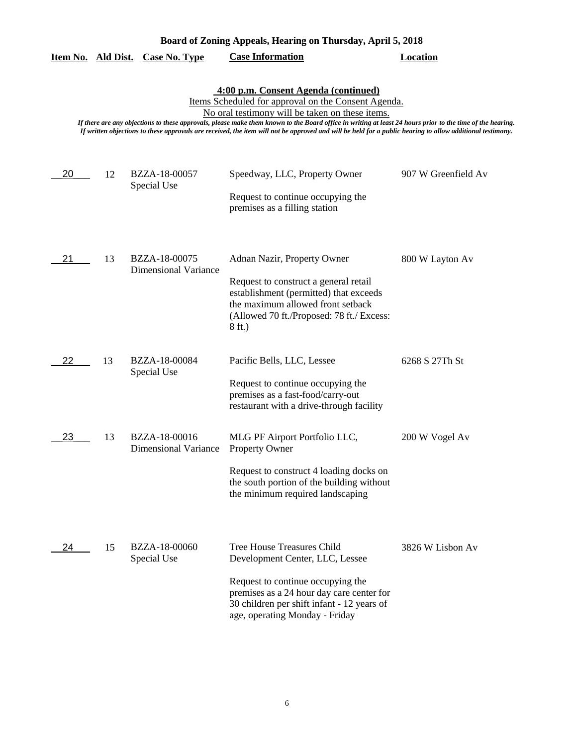**Board of Zoning Appeals, Hearing on Thursday, April 5, 2018**

**4:00 p.m. Consent Agenda (continued)**

Items Scheduled for approval on the Consent Agenda.

No oral testimony will be taken on these items.

*If there are any objections to these approvals, please make them known to the Board office in writing at least 24 hours prior to the time of the hearing. If written objections to these approvals are received, the item will not be approved and will be held for a public hearing to allow additional testimony.*

| Item No. | Ald Dist. | Case No. Type | Case Information | Location |
|---|---|---|---|---|
| 20 | 12 | BZZA-18-00057 Special Use | Speedway, LLC, Property Owner<br><br>Request to continue occupying the premises as a filling station | 907 W Greenfield Av |
| 21 | 13 | BZZA-18-00075 Dimensional Variance | Adnan Nazir, Property Owner<br><br>Request to construct a general retail establishment (permitted) that exceeds the maximum allowed front setback (Allowed 70 ft./Proposed: 78 ft./ Excess: 8 ft.) | 800 W Layton Av |
| 22 | 13 | BZZA-18-00084 Special Use | Pacific Bells, LLC, Lessee<br><br>Request to continue occupying the premises as a fast-food/carry-out restaurant with a drive-through facility | 6268 S 27Th St |
| 23 | 13 | BZZA-18-00016 Dimensional Variance | MLG PF Airport Portfolio LLC, Property Owner<br><br>Request to construct 4 loading docks on the south portion of the building without the minimum required landscaping | 200 W Vogel Av |
| 24 | 15 | BZZA-18-00060 Special Use | Tree House Treasures Child Development Center, LLC, Lessee<br><br>Request to continue occupying the premises as a 24 hour day care center for 30 children per shift infant - 12 years of age, operating Monday - Friday | 3826 W Lisbon Av |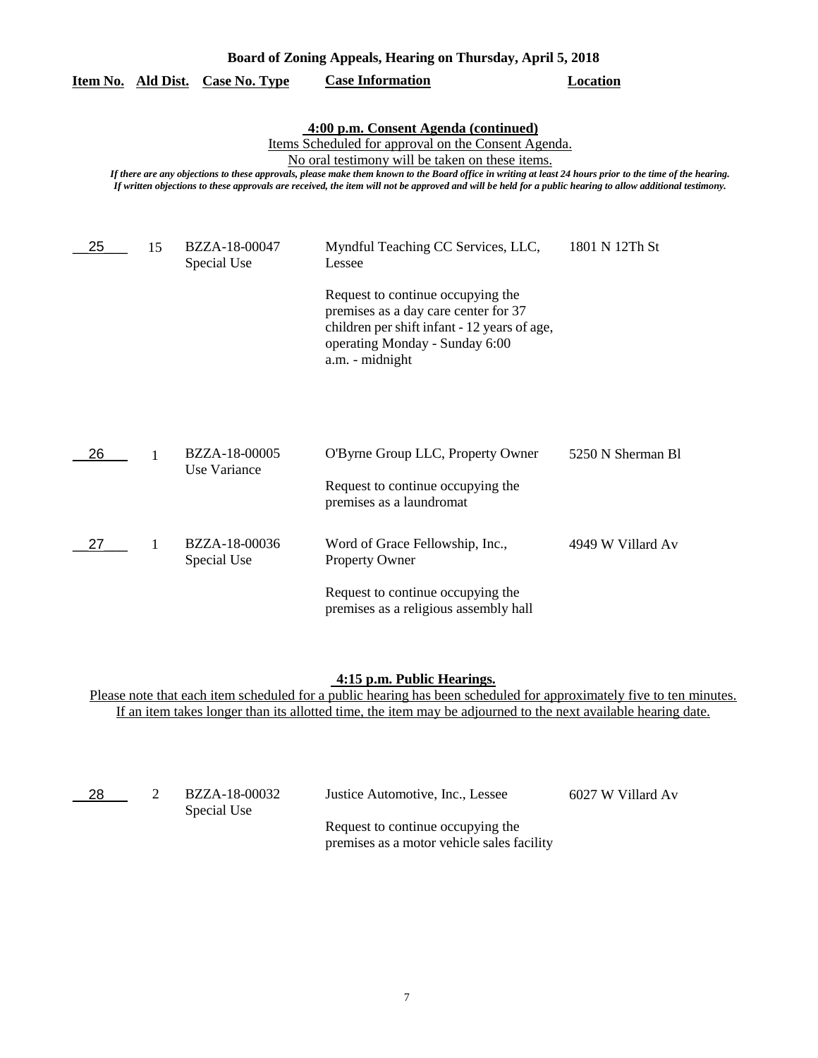**Board of Zoning Appeals, Hearing on Thursday, April 5, 2018**

## 4:00 p.m. Consent Agenda (continued)

Items Scheduled for approval on the Consent Agenda.

No oral testimony will be taken on these items.

*If there are any objections to these approvals, please make them known to the Board office in writing at least 24 hours prior to the time of the hearing. If written objections to these approvals are received, the item will not be approved and will be held for a public hearing to allow additional testimony.*

| Item No. | Ald Dist. | Case No. Type | Case Information | Location |
|---|---|---|---|---|
| 25 | 15 | BZZA-18-00047 Special Use | Myndful Teaching CC Services, LLC, Lessee<br><br>Request to continue occupying the premises as a day care center for 37 children per shift infant - 12 years of age, operating Monday - Sunday 6:00 a.m. - midnight | 1801 N 12Th St |
| 26 | 1 | BZZA-18-00005 Use Variance | O'Byrne Group LLC, Property Owner<br><br>Request to continue occupying the premises as a laundromat | 5250 N Sherman Bl |
| 27 | 1 | BZZA-18-00036 Special Use | Word of Grace Fellowship, Inc., Property Owner<br><br>Request to continue occupying the premises as a religious assembly hall | 4949 W Villard Av |

## 4:15 p.m. Public Hearings.

Please note that each item scheduled for a public hearing has been scheduled for approximately five to ten minutes. If an item takes longer than its allotted time, the item may be adjourned to the next available hearing date.

| Item No. | Ald Dist. | Case No. Type | Case Information | Location |
|---|---|---|---|---|
| 28 | 2 | BZZA-18-00032 Special Use | Justice Automotive, Inc., Lessee<br><br>Request to continue occupying the premises as a motor vehicle sales facility | 6027 W Villard Av |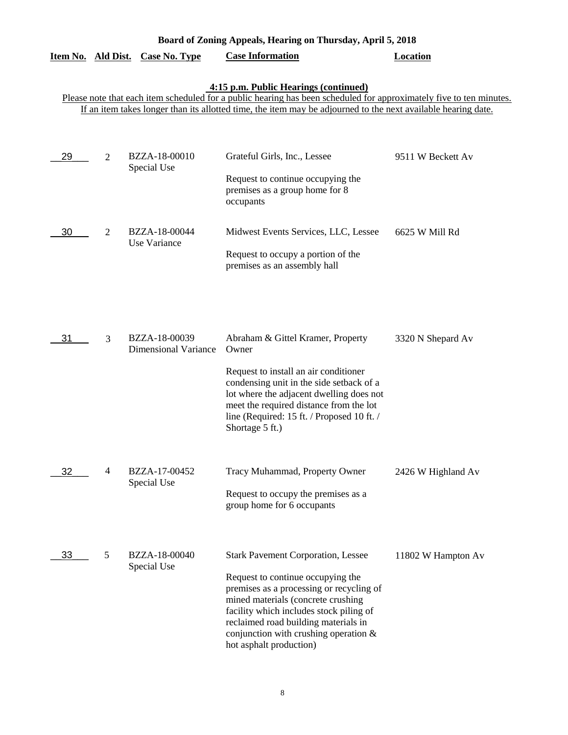**Board of Zoning Appeals, Hearing on Thursday, April 5, 2018**

**4:15 p.m. Public Hearings (continued)**

Please note that each item scheduled for a public hearing has been scheduled for approximately five to ten minutes. If an item takes longer than its allotted time, the item may be adjourned to the next available hearing date.

| Item No. | Ald Dist. | Case No. Type | Case Information | Location |
|---|---|---|---|---|
| 29 | 2 | BZZA-18-00010 Special Use | Grateful Girls, Inc., Lessee<br><br>Request to continue occupying the premises as a group home for 8 occupants | 9511 W Beckett Av |
| 30 | 2 | BZZA-18-00044 Use Variance | Midwest Events Services, LLC, Lessee<br><br>Request to occupy a portion of the premises as an assembly hall | 6625 W Mill Rd |
| 31 | 3 | BZZA-18-00039 Dimensional Variance | Abraham & Gittel Kramer, Property Owner<br><br>Request to install an air conditioner condensing unit in the side setback of a lot where the adjacent dwelling does not meet the required distance from the lot line (Required: 15 ft. / Proposed 10 ft. / Shortage 5 ft.) | 3320 N Shepard Av |
| 32 | 4 | BZZA-17-00452 Special Use | Tracy Muhammad, Property Owner<br><br>Request to occupy the premises as a group home for 6 occupants | 2426 W Highland Av |
| 33 | 5 | BZZA-18-00040 Special Use | Stark Pavement Corporation, Lessee<br><br>Request to continue occupying the premises as a processing or recycling of mined materials (concrete crushing facility which includes stock piling of reclaimed road building materials in conjunction with crushing operation & hot asphalt production) | 11802 W Hampton Av |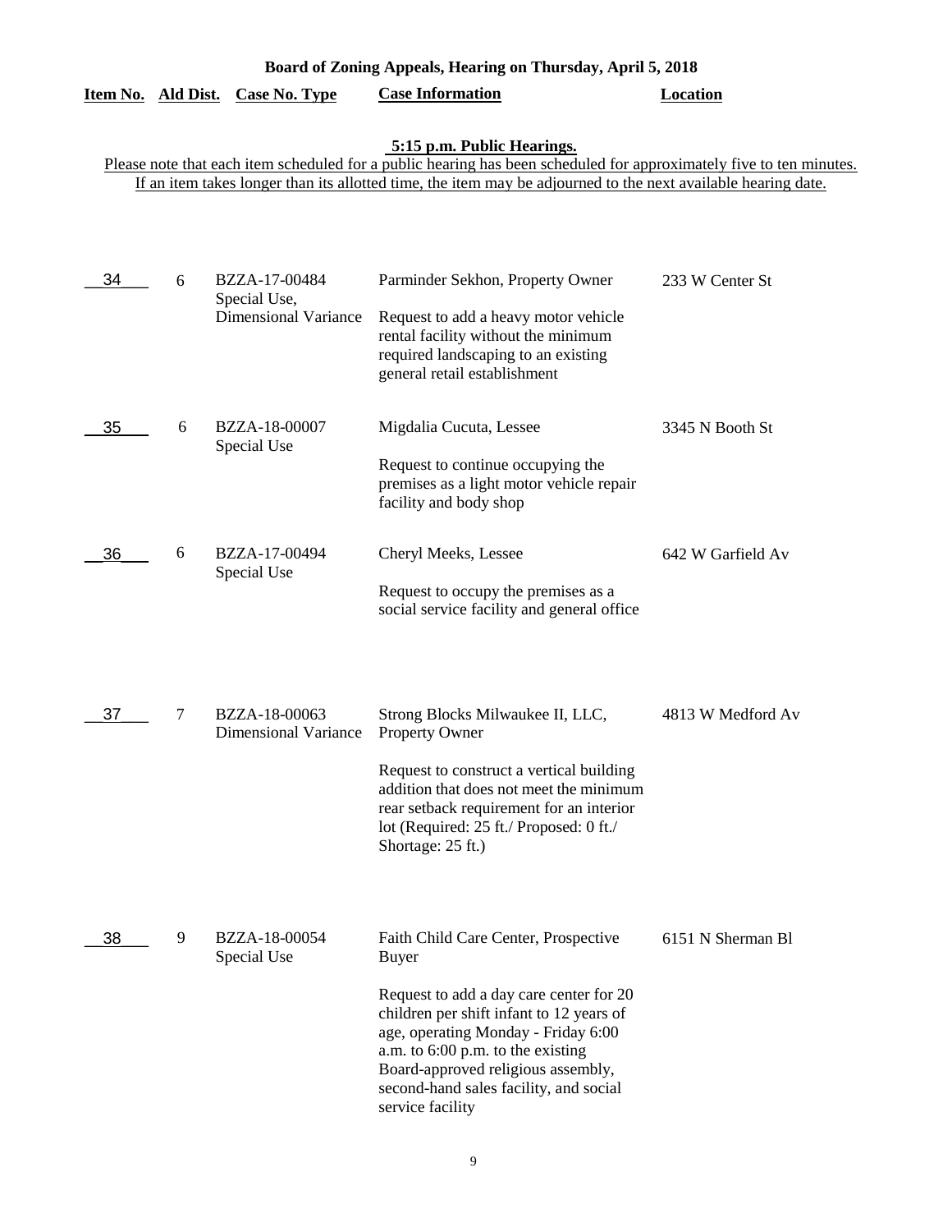**Board of Zoning Appeals, Hearing on Thursday, April 5, 2018**

**5:15 p.m. Public Hearings.**

Please note that each item scheduled for a public hearing has been scheduled for approximately five to ten minutes. If an item takes longer than its allotted time, the item may be adjourned to the next available hearing date.

| Item No. | Ald Dist. | Case No. Type | Case Information | Location |
|---|---|---|---|---|
| 34 | 6 | BZZA-17-00484 Special Use, Dimensional Variance | Parminder Sekhon, Property Owner<br><br>Request to add a heavy motor vehicle rental facility without the minimum required landscaping to an existing general retail establishment | 233 W Center St |
| 35 | 6 | BZZA-18-00007 Special Use | Migdalia Cucuta, Lessee<br><br>Request to continue occupying the premises as a light motor vehicle repair facility and body shop | 3345 N Booth St |
| 36 | 6 | BZZA-17-00494 Special Use | Cheryl Meeks, Lessee<br><br>Request to occupy the premises as a social service facility and general office | 642 W Garfield Av |
| 37 | 7 | BZZA-18-00063 Dimensional Variance | Strong Blocks Milwaukee II, LLC, Property Owner<br><br>Request to construct a vertical building addition that does not meet the minimum rear setback requirement for an interior lot (Required: 25 ft./ Proposed: 0 ft./ Shortage: 25 ft.) | 4813 W Medford Av |
| 38 | 9 | BZZA-18-00054 Special Use | Faith Child Care Center, Prospective Buyer<br><br>Request to add a day care center for 20 children per shift infant to 12 years of age, operating Monday - Friday 6:00 a.m. to 6:00 p.m. to the existing Board-approved religious assembly, second-hand sales facility, and social service facility | 6151 N Sherman Bl |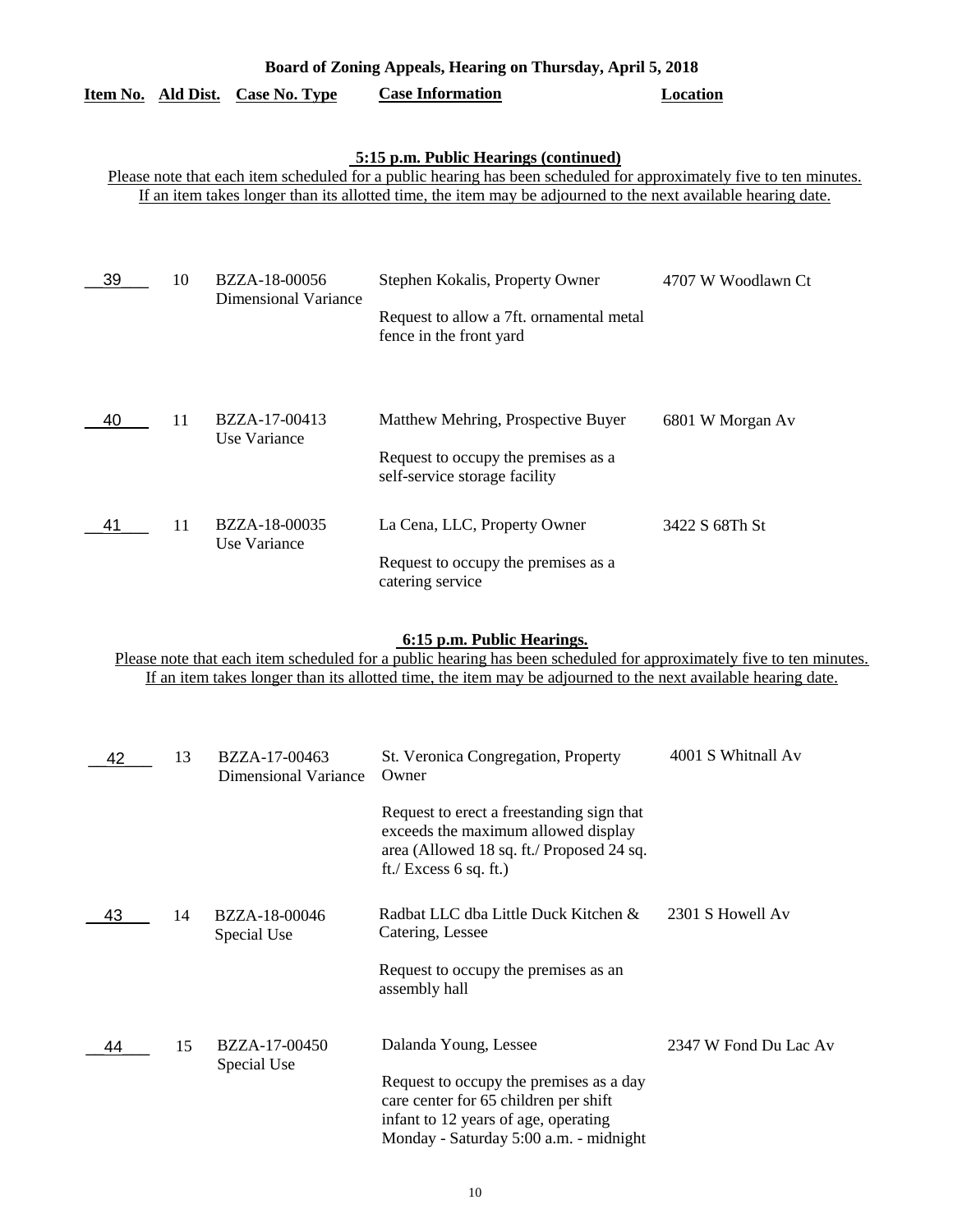**Board of Zoning Appeals, Hearing on Thursday, April 5, 2018**

| Item No. | Ald Dist. | Case No. Type | Case Information | Location |
|---|---|---|---|---|

**5:15 p.m. Public Hearings (continued)**

Please note that each item scheduled for a public hearing has been scheduled for approximately five to ten minutes. If an item takes longer than its allotted time, the item may be adjourned to the next available hearing date.

| Item No. | Ald Dist. | Case No. Type | Case Information | Location |
|---|---|---|---|---|
| 39 | 10 | BZZA-18-00056 Dimensional Variance | Stephen Kokalis, Property Owner<br><br>Request to allow a 7ft. ornamental metal fence in the front yard | 4707 W Woodlawn Ct |
| 40 | 11 | BZZA-17-00413 Use Variance | Matthew Mehring, Prospective Buyer<br><br>Request to occupy the premises as a self-service storage facility | 6801 W Morgan Av |
| 41 | 11 | BZZA-18-00035 Use Variance | La Cena, LLC, Property Owner<br><br>Request to occupy the premises as a catering service | 3422 S 68Th St |

**6:15 p.m. Public Hearings.**

Please note that each item scheduled for a public hearing has been scheduled for approximately five to ten minutes. If an item takes longer than its allotted time, the item may be adjourned to the next available hearing date.

| Item No. | Ald Dist. | Case No. Type | Case Information | Location |
|---|---|---|---|---|
| 42 | 13 | BZZA-17-00463 Dimensional Variance | St. Veronica Congregation, Property Owner<br><br>Request to erect a freestanding sign that exceeds the maximum allowed display area (Allowed 18 sq. ft./ Proposed 24 sq. ft./ Excess 6 sq. ft.) | 4001 S Whitnall Av |
| 43 | 14 | BZZA-18-00046 Special Use | Radbat LLC dba Little Duck Kitchen & Catering, Lessee<br><br>Request to occupy the premises as an assembly hall | 2301 S Howell Av |
| 44 | 15 | BZZA-17-00450 Special Use | Dalanda Young, Lessee<br><br>Request to occupy the premises as a day care center for 65 children per shift infant to 12 years of age, operating Monday - Saturday 5:00 a.m. - midnight | 2347 W Fond Du Lac Av |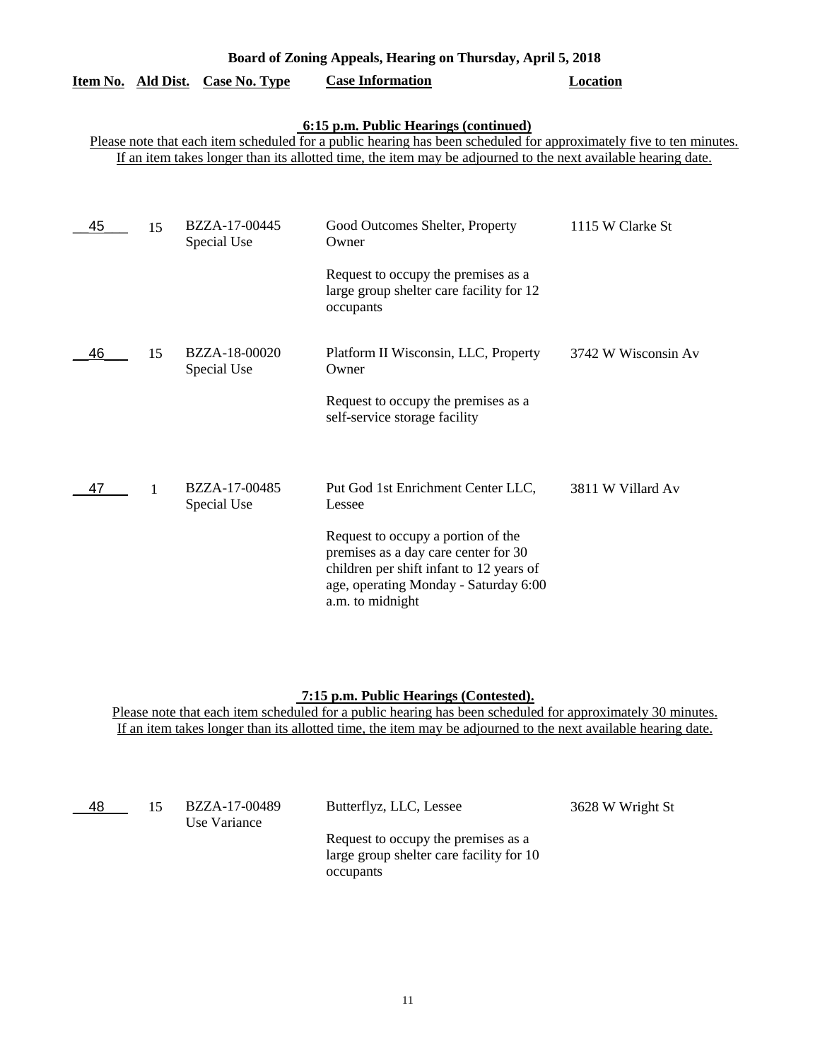**Board of Zoning Appeals, Hearing on Thursday, April 5, 2018**

**6:15 p.m. Public Hearings (continued)**

Please note that each item scheduled for a public hearing has been scheduled for approximately five to ten minutes. If an item takes longer than its allotted time, the item may be adjourned to the next available hearing date.

| Item No. | Ald Dist. | Case No. Type | Case Information | Location |
|---|---|---|---|---|
| 45 | 15 | BZZA-17-00445 Special Use | Good Outcomes Shelter, Property Owner<br><br>Request to occupy the premises as a large group shelter care facility for 12 occupants | 1115 W Clarke St |
| 46 | 15 | BZZA-18-00020 Special Use | Platform II Wisconsin, LLC, Property Owner<br><br>Request to occupy the premises as a self-service storage facility | 3742 W Wisconsin Av |
| 47 | 1 | BZZA-17-00485 Special Use | Put God 1st Enrichment Center LLC, Lessee<br><br>Request to occupy a portion of the premises as a day care center for 30 children per shift infant to 12 years of age, operating Monday - Saturday 6:00 a.m. to midnight | 3811 W Villard Av |

**7:15 p.m. Public Hearings (Contested).**

Please note that each item scheduled for a public hearing has been scheduled for approximately 30 minutes. If an item takes longer than its allotted time, the item may be adjourned to the next available hearing date.

| Item No. | Ald Dist. | Case No. Type | Case Information | Location |
|---|---|---|---|---|
| 48 | 15 | BZZA-17-00489 Use Variance | Butterflyz, LLC, Lessee<br><br>Request to occupy the premises as a large group shelter care facility for 10 occupants | 3628 W Wright St |